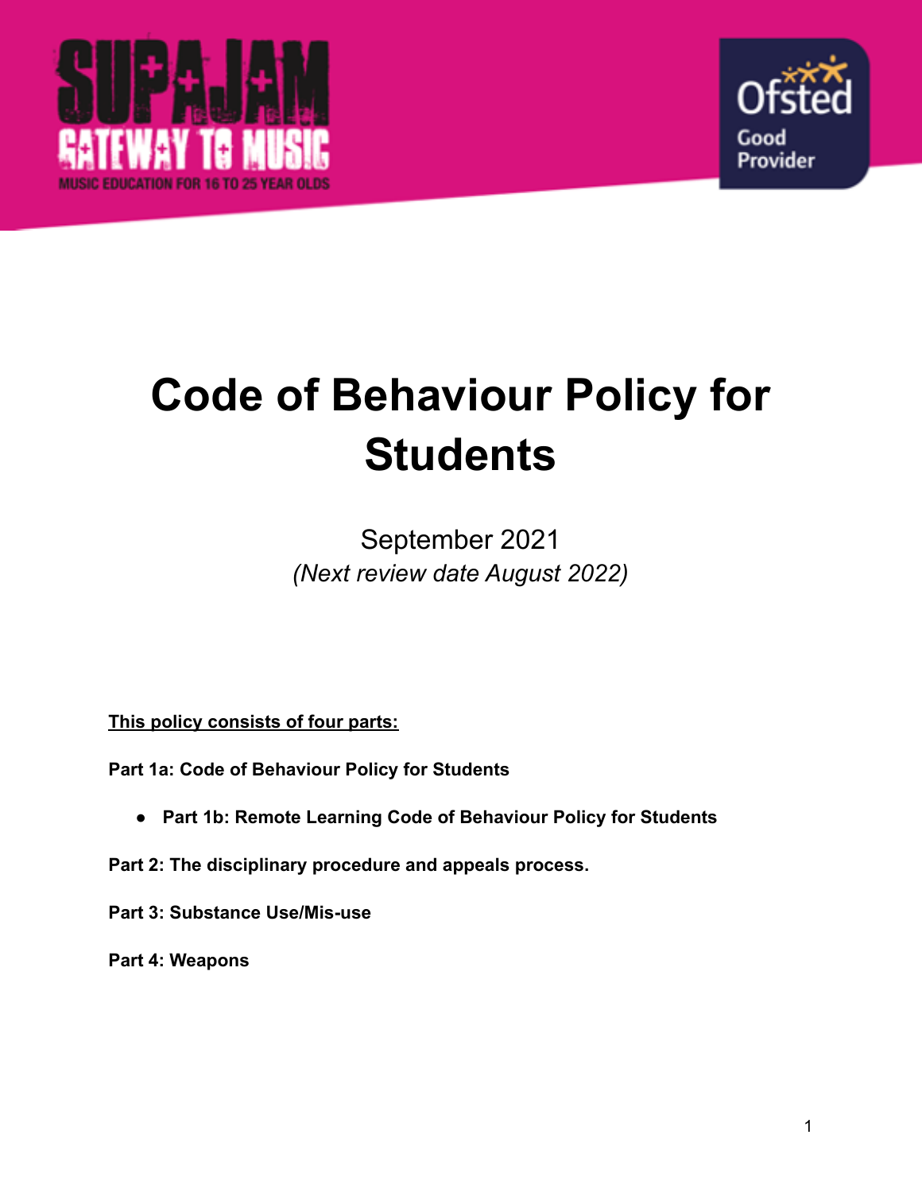# Code of Behaviour Policy for Students

September 2021

*(Next review date August 2022)*

**This policy consists of four parts:**

**Part 1a: Code of Behaviour Policy for Students**

- **Part 1b: Remote Learning Code of Behaviour Policy for Students**

**Part 2: The disciplinary procedure and appeals process.**

**Part 3: Substance Use/Mis-use**

**Part 4: Weapons**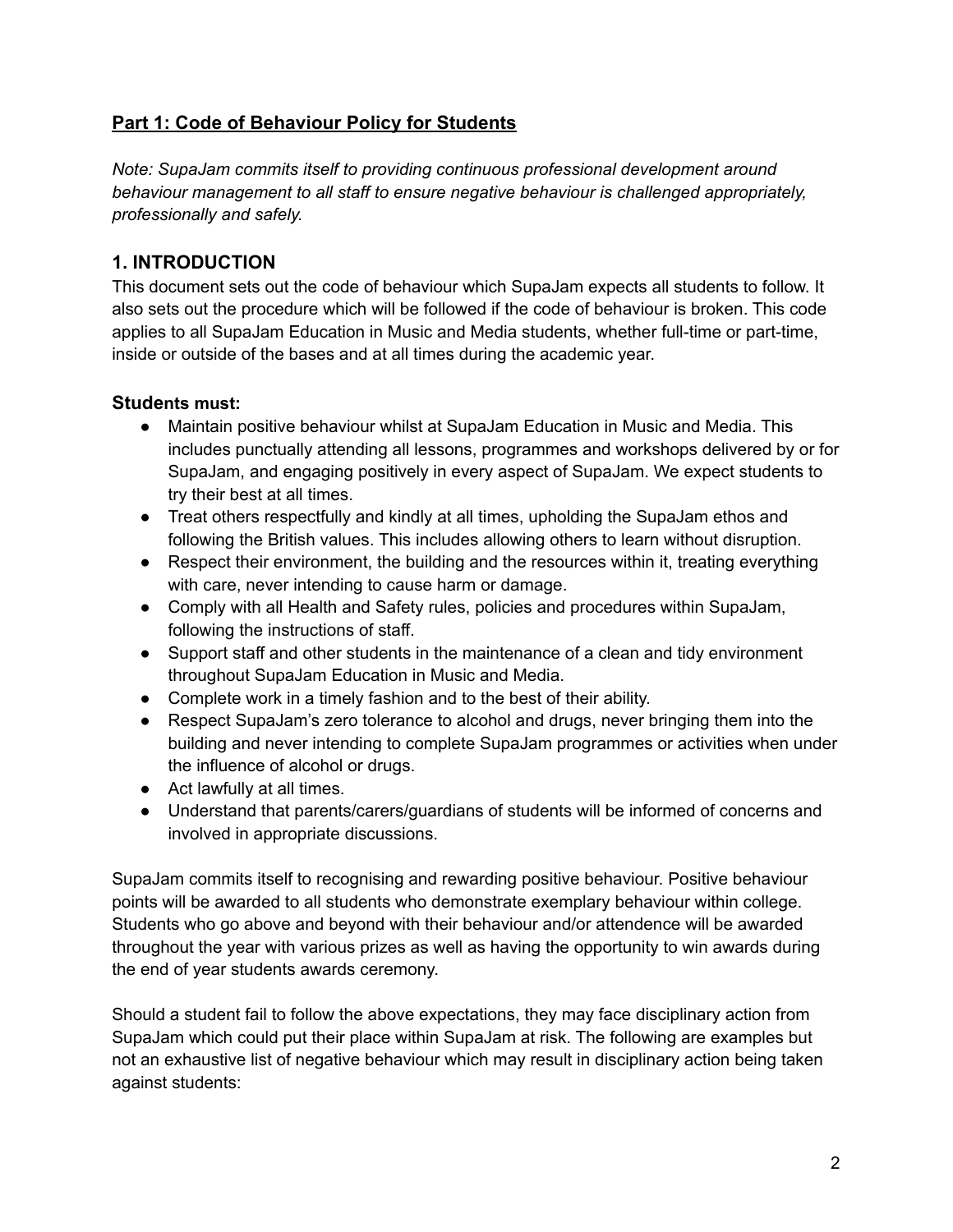## **Part 1: Code of Behaviour Policy for Students**

*Note: SupaJam commits itself to providing continuous professional development around behaviour management to all staff to ensure negative behaviour is challenged appropriately, professionally and safely.*

### 1. INTRODUCTION

This document sets out the code of behaviour which SupaJam expects all students to follow. It also sets out the procedure which will be followed if the code of behaviour is broken. This code applies to all SupaJam Education in Music and Media students, whether full-time or part-time, inside or outside of the bases and at all times during the academic year.

**Students must:**

- Maintain positive behaviour whilst at SupaJam Education in Music and Media. This includes punctually attending all lessons, programmes and workshops delivered by or for SupaJam, and engaging positively in every aspect of SupaJam. We expect students to try their best at all times.
- Treat others respectfully and kindly at all times, upholding the SupaJam ethos and following the British values. This includes allowing others to learn without disruption.
- Respect their environment, the building and the resources within it, treating everything with care, never intending to cause harm or damage.
- Comply with all Health and Safety rules, policies and procedures within SupaJam, following the instructions of staff.
- Support staff and other students in the maintenance of a clean and tidy environment throughout SupaJam Education in Music and Media.
- Complete work in a timely fashion and to the best of their ability.
- Respect SupaJam's zero tolerance to alcohol and drugs, never bringing them into the building and never intending to complete SupaJam programmes or activities when under the influence of alcohol or drugs.
- Act lawfully at all times.
- Understand that parents/carers/guardians of students will be informed of concerns and involved in appropriate discussions.

SupaJam commits itself to recognising and rewarding positive behaviour. Positive behaviour points will be awarded to all students who demonstrate exemplary behaviour within college. Students who go above and beyond with their behaviour and/or attendence will be awarded throughout the year with various prizes as well as having the opportunity to win awards during the end of year students awards ceremony.

Should a student fail to follow the above expectations, they may face disciplinary action from SupaJam which could put their place within SupaJam at risk. The following are examples but not an exhaustive list of negative behaviour which may result in disciplinary action being taken against students: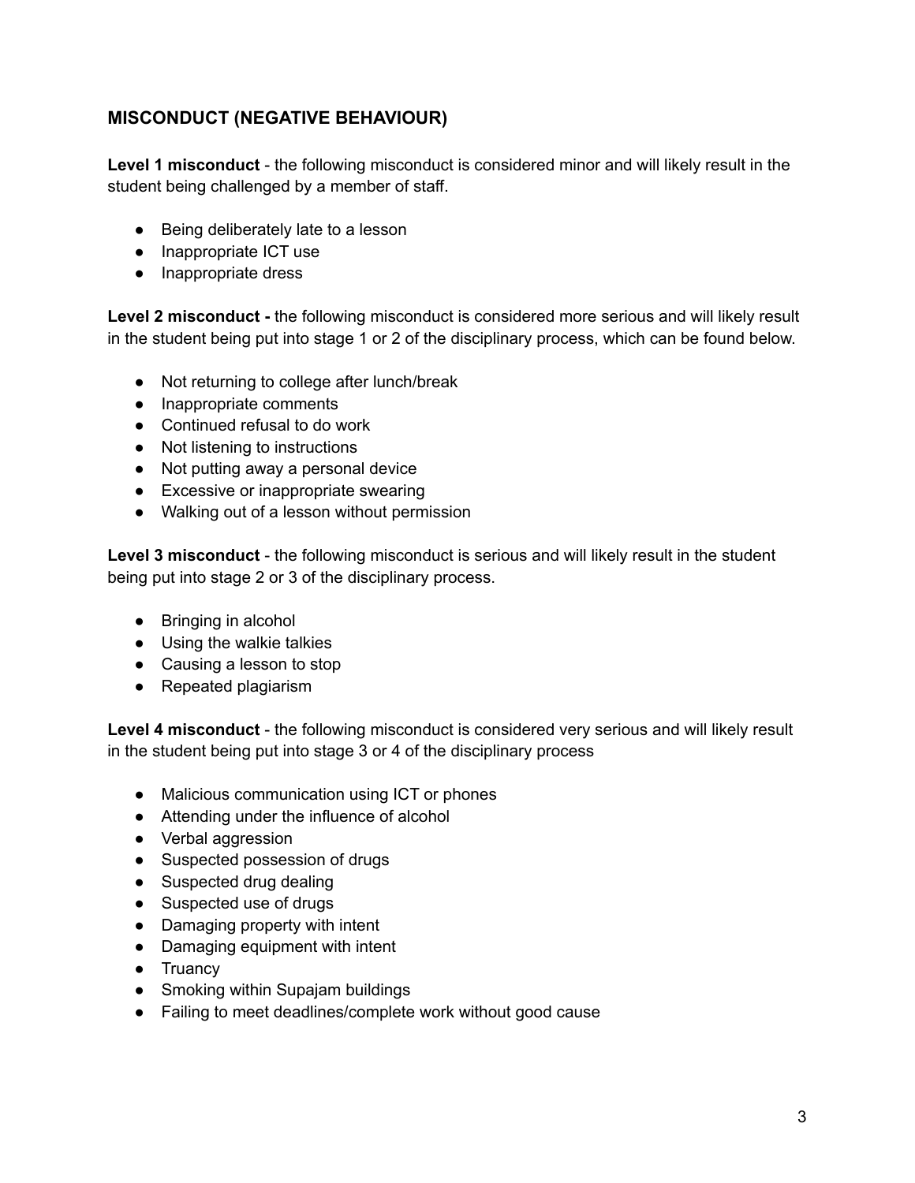## MISCONDUCT (NEGATIVE BEHAVIOUR)

**Level 1 misconduct** - the following misconduct is considered minor and will likely result in the student being challenged by a member of staff.

- Being deliberately late to a lesson
- Inappropriate ICT use
- Inappropriate dress

**Level 2 misconduct -** the following misconduct is considered more serious and will likely result in the student being put into stage 1 or 2 of the disciplinary process, which can be found below.

- Not returning to college after lunch/break
- Inappropriate comments
- Continued refusal to do work
- Not listening to instructions
- Not putting away a personal device
- Excessive or inappropriate swearing
- Walking out of a lesson without permission

**Level 3 misconduct** - the following misconduct is serious and will likely result in the student being put into stage 2 or 3 of the disciplinary process.

- Bringing in alcohol
- Using the walkie talkies
- Causing a lesson to stop
- Repeated plagiarism

**Level 4 misconduct** - the following misconduct is considered very serious and will likely result in the student being put into stage 3 or 4 of the disciplinary process

- Malicious communication using ICT or phones
- Attending under the influence of alcohol
- Verbal aggression
- Suspected possession of drugs
- Suspected drug dealing
- Suspected use of drugs
- Damaging property with intent
- Damaging equipment with intent
- Truancy
- Smoking within Supajam buildings
- Failing to meet deadlines/complete work without good cause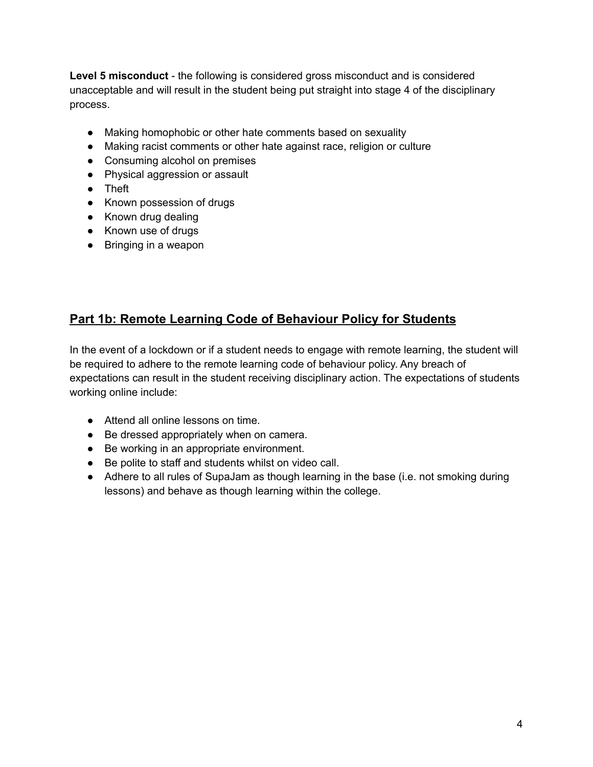**Level 5 misconduct** - the following is considered gross misconduct and is considered unacceptable and will result in the student being put straight into stage 4 of the disciplinary process.

- Making homophobic or other hate comments based on sexuality
- Making racist comments or other hate against race, religion or culture
- Consuming alcohol on premises
- Physical aggression or assault
- Theft
- Known possession of drugs
- Known drug dealing
- Known use of drugs
- Bringing in a weapon

## Part 1b: Remote Learning Code of Behaviour Policy for Students

In the event of a lockdown or if a student needs to engage with remote learning, the student will be required to adhere to the remote learning code of behaviour policy. Any breach of expectations can result in the student receiving disciplinary action. The expectations of students working online include:

- Attend all online lessons on time.
- Be dressed appropriately when on camera.
- Be working in an appropriate environment.
- Be polite to staff and students whilst on video call.
- Adhere to all rules of SupaJam as though learning in the base (i.e. not smoking during lessons) and behave as though learning within the college.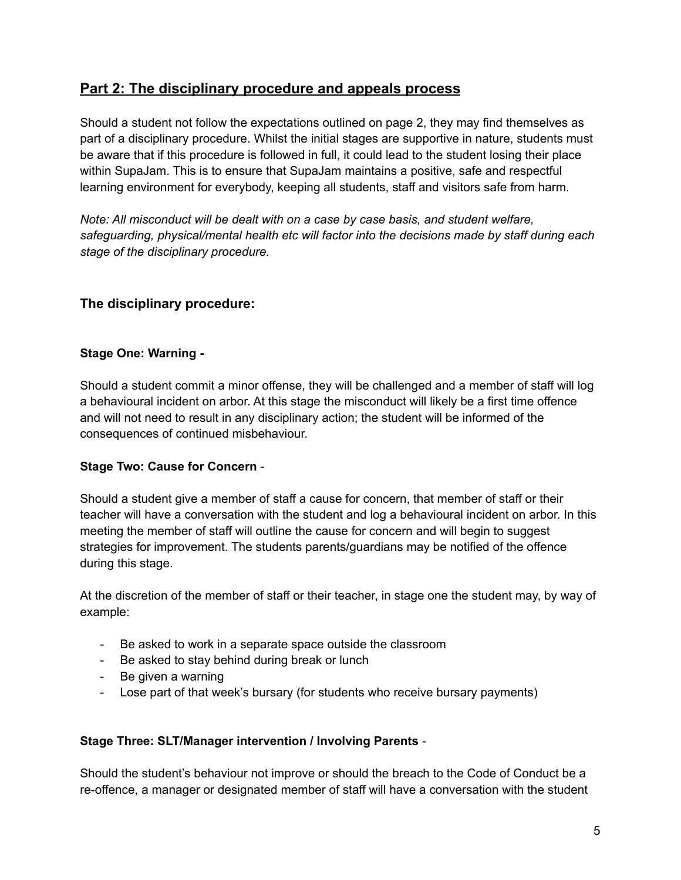## Part 2: The disciplinary procedure and appeals process

Should a student not follow the expectations outlined on page 2, they may find themselves as part of a disciplinary procedure. Whilst the initial stages are supportive in nature, students must be aware that if this procedure is followed in full, it could lead to the student losing their place within SupaJam. This is to ensure that SupaJam maintains a positive, safe and respectful learning environment for everybody, keeping all students, staff and visitors safe from harm.

*Note: All misconduct will be dealt with on a case by case basis, and student welfare, safeguarding, physical/mental health etc will factor into the decisions made by staff during each stage of the disciplinary procedure.*

### The disciplinary procedure:

**Stage One: Warning -**

Should a student commit a minor offense, they will be challenged and a member of staff will log a behavioural incident on arbor. At this stage the misconduct will likely be a first time offence and will not need to result in any disciplinary action; the student will be informed of the consequences of continued misbehaviour.

**Stage Two: Cause for Concern** -

Should a student give a member of staff a cause for concern, that member of staff or their teacher will have a conversation with the student and log a behavioural incident on arbor. In this meeting the member of staff will outline the cause for concern and will begin to suggest strategies for improvement. The students parents/guardians may be notified of the offence during this stage.

At the discretion of the member of staff or their teacher, in stage one the student may, by way of example:

- Be asked to work in a separate space outside the classroom
- Be asked to stay behind during break or lunch
- Be given a warning
- Lose part of that week's bursary (for students who receive bursary payments)

**Stage Three: SLT/Manager intervention / Involving Parents** -

Should the student's behaviour not improve or should the breach to the Code of Conduct be a re-offence, a manager or designated member of staff will have a conversation with the student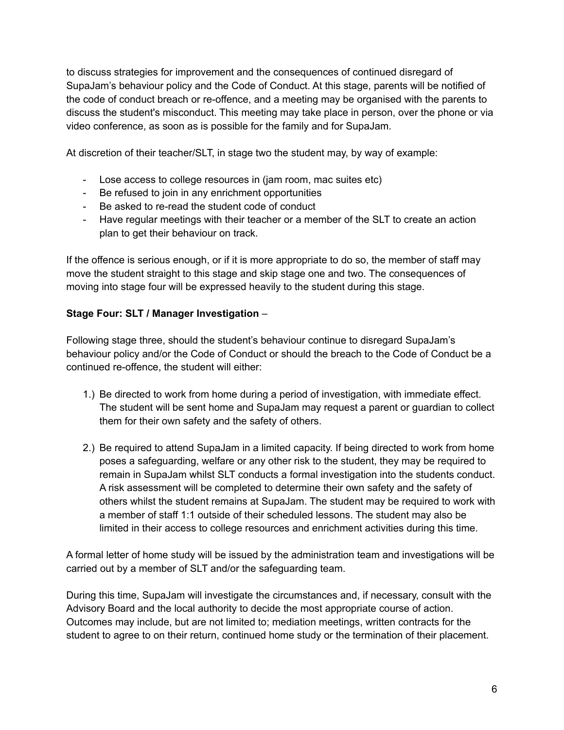to discuss strategies for improvement and the consequences of continued disregard of SupaJam's behaviour policy and the Code of Conduct. At this stage, parents will be notified of the code of conduct breach or re-offence, and a meeting may be organised with the parents to discuss the student's misconduct. This meeting may take place in person, over the phone or via video conference, as soon as is possible for the family and for SupaJam.

At discretion of their teacher/SLT, in stage two the student may, by way of example:

- Lose access to college resources in (jam room, mac suites etc)
- Be refused to join in any enrichment opportunities
- Be asked to re-read the student code of conduct
- Have regular meetings with their teacher or a member of the SLT to create an action plan to get their behaviour on track.

If the offence is serious enough, or if it is more appropriate to do so, the member of staff may move the student straight to this stage and skip stage one and two. The consequences of moving into stage four will be expressed heavily to the student during this stage.

**Stage Four: SLT / Manager Investigation** –

Following stage three, should the student's behaviour continue to disregard SupaJam's behaviour policy and/or the Code of Conduct or should the breach to the Code of Conduct be a continued re-offence, the student will either:

1.) Be directed to work from home during a period of investigation, with immediate effect. The student will be sent home and SupaJam may request a parent or guardian to collect them for their own safety and the safety of others.

2.) Be required to attend SupaJam in a limited capacity. If being directed to work from home poses a safeguarding, welfare or any other risk to the student, they may be required to remain in SupaJam whilst SLT conducts a formal investigation into the students conduct. A risk assessment will be completed to determine their own safety and the safety of others whilst the student remains at SupaJam. The student may be required to work with a member of staff 1:1 outside of their scheduled lessons. The student may also be limited in their access to college resources and enrichment activities during this time.

A formal letter of home study will be issued by the administration team and investigations will be carried out by a member of SLT and/or the safeguarding team.

During this time, SupaJam will investigate the circumstances and, if necessary, consult with the Advisory Board and the local authority to decide the most appropriate course of action. Outcomes may include, but are not limited to; mediation meetings, written contracts for the student to agree to on their return, continued home study or the termination of their placement.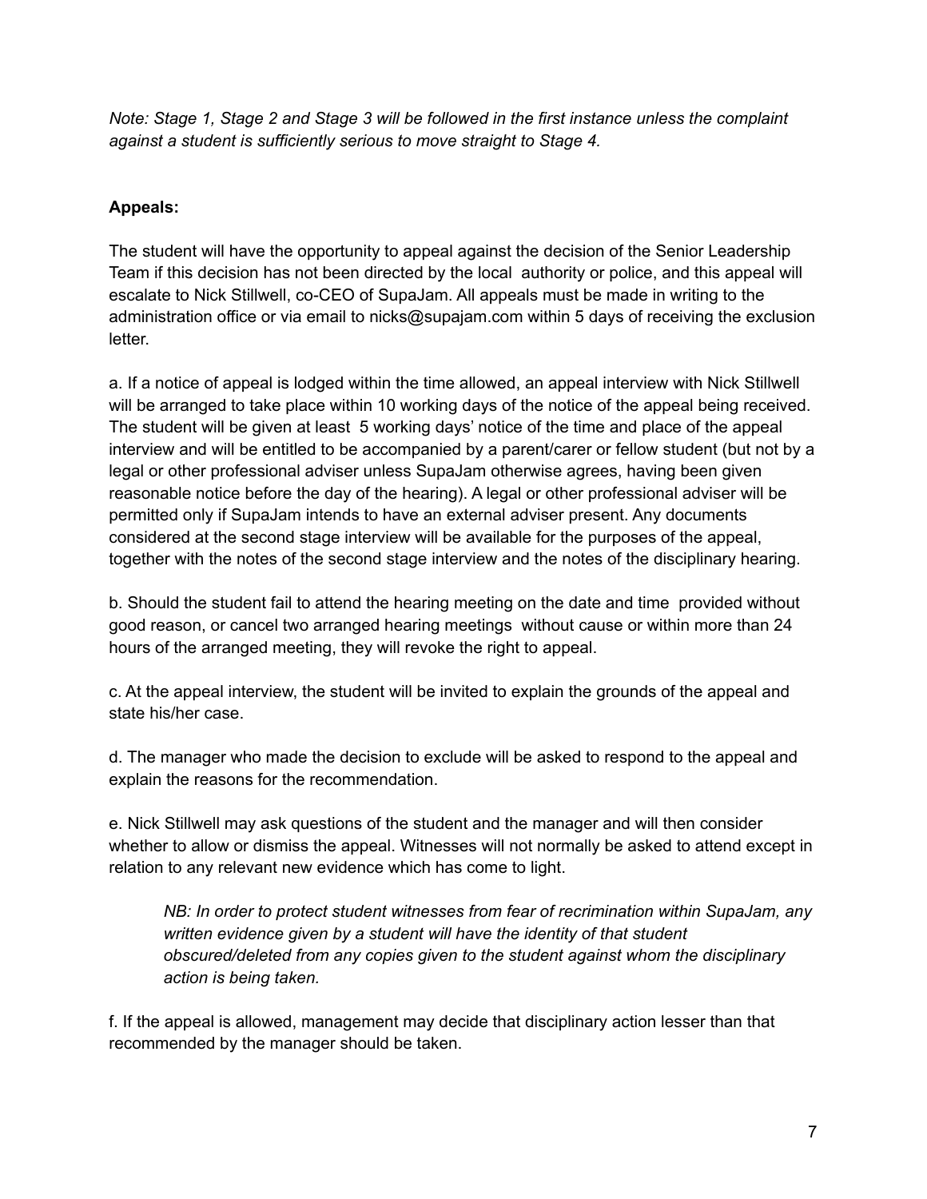*Note: Stage 1, Stage 2 and Stage 3 will be followed in the first instance unless the complaint against a student is sufficiently serious to move straight to Stage 4.*

**Appeals:**

The student will have the opportunity to appeal against the decision of the Senior Leadership Team if this decision has not been directed by the local authority or police, and this appeal will escalate to Nick Stillwell, co-CEO of SupaJam. All appeals must be made in writing to the administration office or via email to nicks@supajam.com within 5 days of receiving the exclusion letter.

a. If a notice of appeal is lodged within the time allowed, an appeal interview with Nick Stillwell will be arranged to take place within 10 working days of the notice of the appeal being received. The student will be given at least 5 working days' notice of the time and place of the appeal interview and will be entitled to be accompanied by a parent/carer or fellow student (but not by a legal or other professional adviser unless SupaJam otherwise agrees, having been given reasonable notice before the day of the hearing). A legal or other professional adviser will be permitted only if SupaJam intends to have an external adviser present. Any documents considered at the second stage interview will be available for the purposes of the appeal, together with the notes of the second stage interview and the notes of the disciplinary hearing.

b. Should the student fail to attend the hearing meeting on the date and time provided without good reason, or cancel two arranged hearing meetings without cause or within more than 24 hours of the arranged meeting, they will revoke the right to appeal.

c. At the appeal interview, the student will be invited to explain the grounds of the appeal and state his/her case.

d. The manager who made the decision to exclude will be asked to respond to the appeal and explain the reasons for the recommendation.

e. Nick Stillwell may ask questions of the student and the manager and will then consider whether to allow or dismiss the appeal. Witnesses will not normally be asked to attend except in relation to any relevant new evidence which has come to light.

> *NB: In order to protect student witnesses from fear of recrimination within SupaJam, any written evidence given by a student will have the identity of that student obscured/deleted from any copies given to the student against whom the disciplinary action is being taken.*

f. If the appeal is allowed, management may decide that disciplinary action lesser than that recommended by the manager should be taken.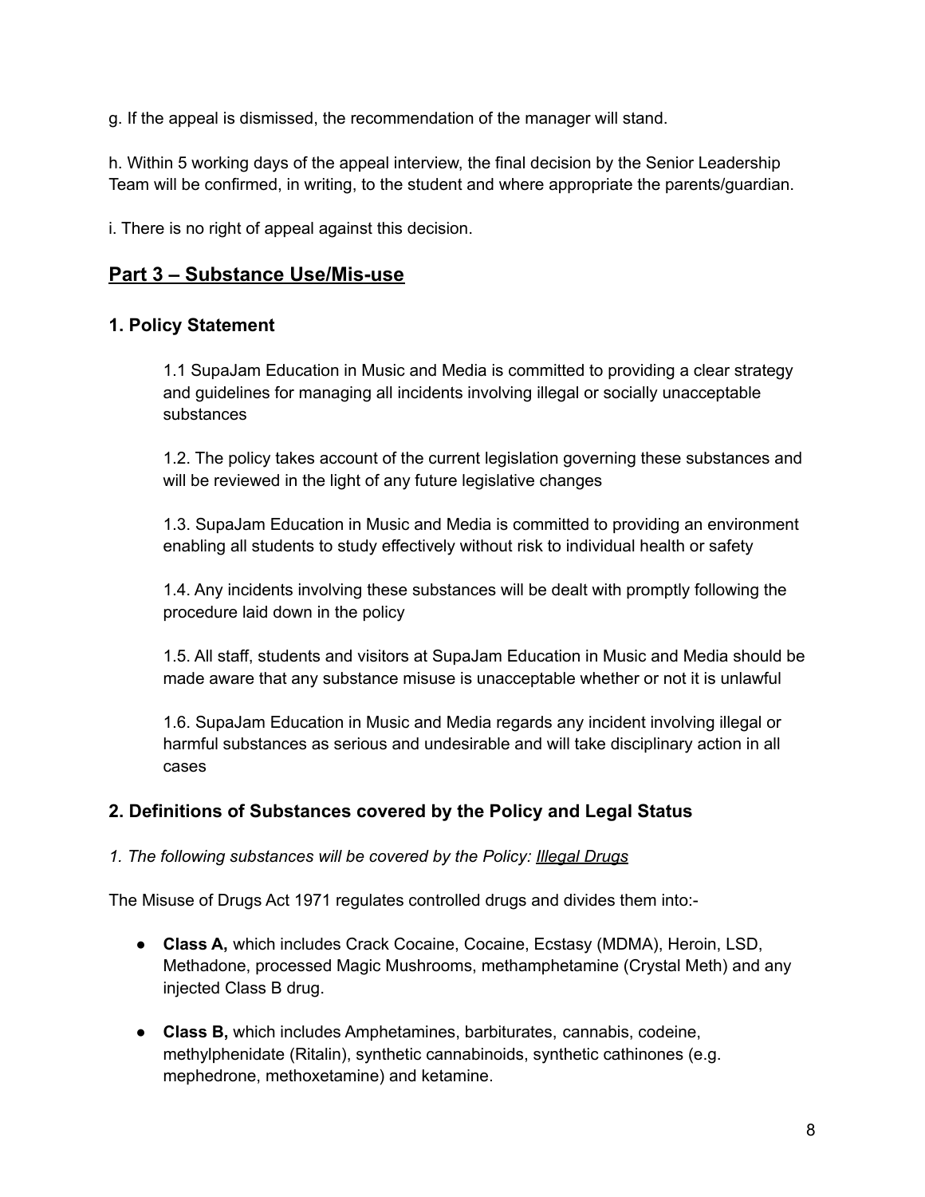g. If the appeal is dismissed, the recommendation of the manager will stand.

h. Within 5 working days of the appeal interview, the final decision by the Senior Leadership Team will be confirmed, in writing, to the student and where appropriate the parents/guardian.

i. There is no right of appeal against this decision.

## **<u>Part 3 – Substance Use/Mis-use</u>**

### 1. Policy Statement

1.1 SupaJam Education in Music and Media is committed to providing a clear strategy and guidelines for managing all incidents involving illegal or socially unacceptable substances

1.2. The policy takes account of the current legislation governing these substances and will be reviewed in the light of any future legislative changes

1.3. SupaJam Education in Music and Media is committed to providing an environment enabling all students to study effectively without risk to individual health or safety

1.4. Any incidents involving these substances will be dealt with promptly following the procedure laid down in the policy

1.5. All staff, students and visitors at SupaJam Education in Music and Media should be made aware that any substance misuse is unacceptable whether or not it is unlawful

1.6. SupaJam Education in Music and Media regards any incident involving illegal or harmful substances as serious and undesirable and will take disciplinary action in all cases

### 2. Definitions of Substances covered by the Policy and Legal Status

*1. The following substances will be covered by the Policy: <u>Illegal Drugs</u>*

The Misuse of Drugs Act 1971 regulates controlled drugs and divides them into:-

- **Class A,** which includes Crack Cocaine, Cocaine, Ecstasy (MDMA), Heroin, LSD, Methadone, processed Magic Mushrooms, methamphetamine (Crystal Meth) and any injected Class B drug.
- **Class B,** which includes Amphetamines, barbiturates, cannabis, codeine, methylphenidate (Ritalin), synthetic cannabinoids, synthetic cathinones (e.g. mephedrone, methoxetamine) and ketamine.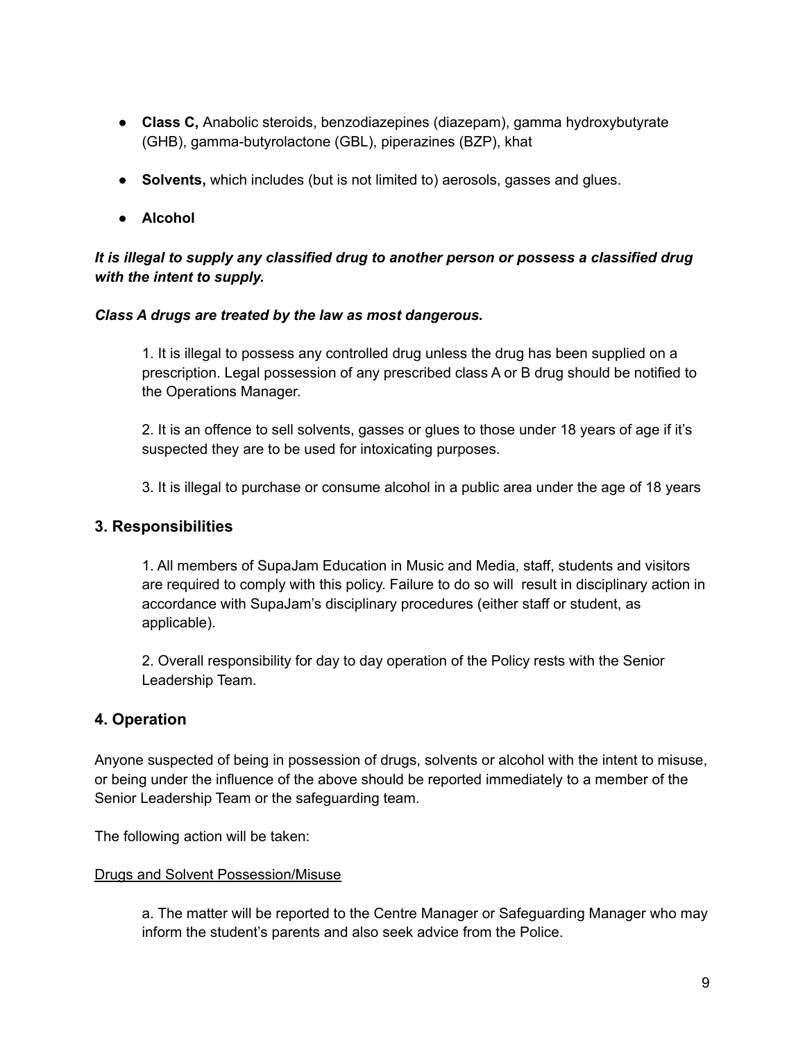- **Class C,** Anabolic steroids, benzodiazepines (diazepam), gamma hydroxybutyrate (GHB), gamma-butyrolactone (GBL), piperazines (BZP), khat

- **Solvents,** which includes (but is not limited to) aerosols, gasses and glues.

- **Alcohol**

***It is illegal to supply any classified drug to another person or possess a classified drug with the intent to supply.***

***Class A drugs are treated by the law as most dangerous.***

1. It is illegal to possess any controlled drug unless the drug has been supplied on a prescription. Legal possession of any prescribed class A or B drug should be notified to the Operations Manager.

2. It is an offence to sell solvents, gasses or glues to those under 18 years of age if it's suspected they are to be used for intoxicating purposes.

3. It is illegal to purchase or consume alcohol in a public area under the age of 18 years

## 3. Responsibilities

1. All members of SupaJam Education in Music and Media, staff, students and visitors are required to comply with this policy. Failure to do so will result in disciplinary action in accordance with SupaJam's disciplinary procedures (either staff or student, as applicable).

2. Overall responsibility for day to day operation of the Policy rests with the Senior Leadership Team.

## 4. Operation

Anyone suspected of being in possession of drugs, solvents or alcohol with the intent to misuse, or being under the influence of the above should be reported immediately to a member of the Senior Leadership Team or the safeguarding team.

The following action will be taken:

Drugs and Solvent Possession/Misuse

a. The matter will be reported to the Centre Manager or Safeguarding Manager who may inform the student's parents and also seek advice from the Police.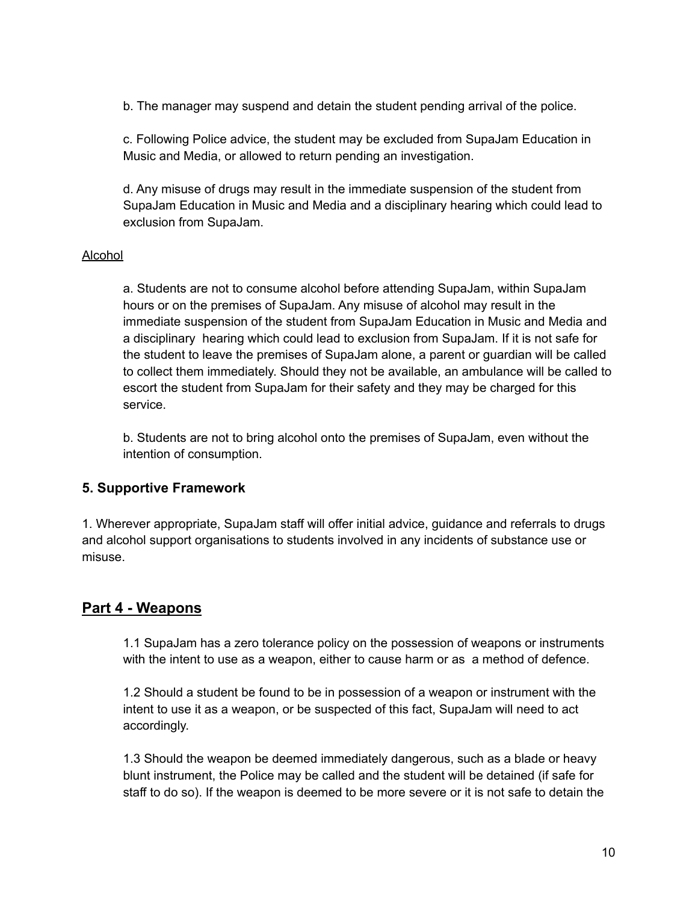b. The manager may suspend and detain the student pending arrival of the police.

c. Following Police advice, the student may be excluded from SupaJam Education in Music and Media, or allowed to return pending an investigation.

d. Any misuse of drugs may result in the immediate suspension of the student from SupaJam Education in Music and Media and a disciplinary hearing which could lead to exclusion from SupaJam.

<u>Alcohol</u>

a. Students are not to consume alcohol before attending SupaJam, within SupaJam hours or on the premises of SupaJam. Any misuse of alcohol may result in the immediate suspension of the student from SupaJam Education in Music and Media and a disciplinary hearing which could lead to exclusion from SupaJam. If it is not safe for the student to leave the premises of SupaJam alone, a parent or guardian will be called to collect them immediately. Should they not be available, an ambulance will be called to escort the student from SupaJam for their safety and they may be charged for this service.

b. Students are not to bring alcohol onto the premises of SupaJam, even without the intention of consumption.

### 5. Supportive Framework

1. Wherever appropriate, SupaJam staff will offer initial advice, guidance and referrals to drugs and alcohol support organisations to students involved in any incidents of substance use or misuse.

## <u>Part 4 - Weapons</u>

1.1 SupaJam has a zero tolerance policy on the possession of weapons or instruments with the intent to use as a weapon, either to cause harm or as a method of defence.

1.2 Should a student be found to be in possession of a weapon or instrument with the intent to use it as a weapon, or be suspected of this fact, SupaJam will need to act accordingly.

1.3 Should the weapon be deemed immediately dangerous, such as a blade or heavy blunt instrument, the Police may be called and the student will be detained (if safe for staff to do so). If the weapon is deemed to be more severe or it is not safe to detain the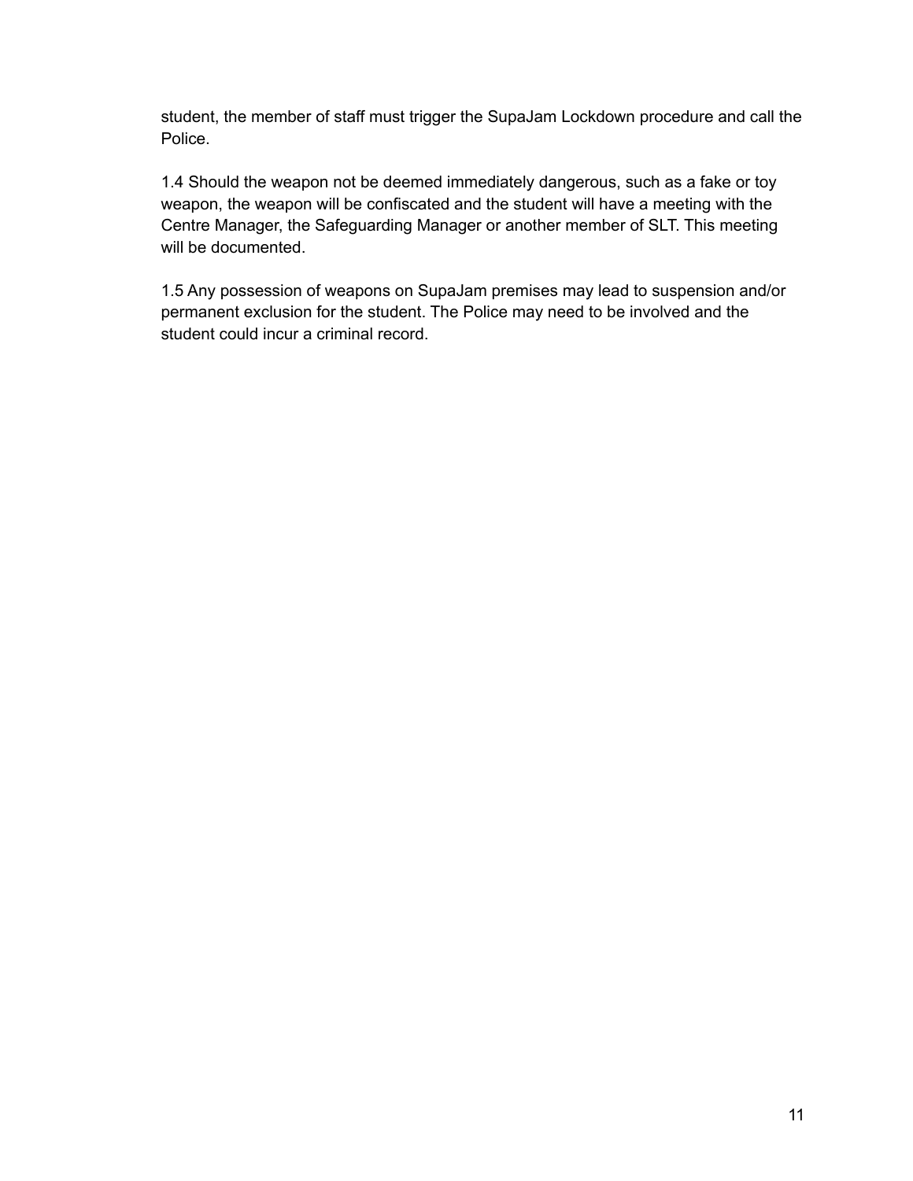student, the member of staff must trigger the SupaJam Lockdown procedure and call the Police.

1.4 Should the weapon not be deemed immediately dangerous, such as a fake or toy weapon, the weapon will be confiscated and the student will have a meeting with the Centre Manager, the Safeguarding Manager or another member of SLT. This meeting will be documented.

1.5 Any possession of weapons on SupaJam premises may lead to suspension and/or permanent exclusion for the student. The Police may need to be involved and the student could incur a criminal record.